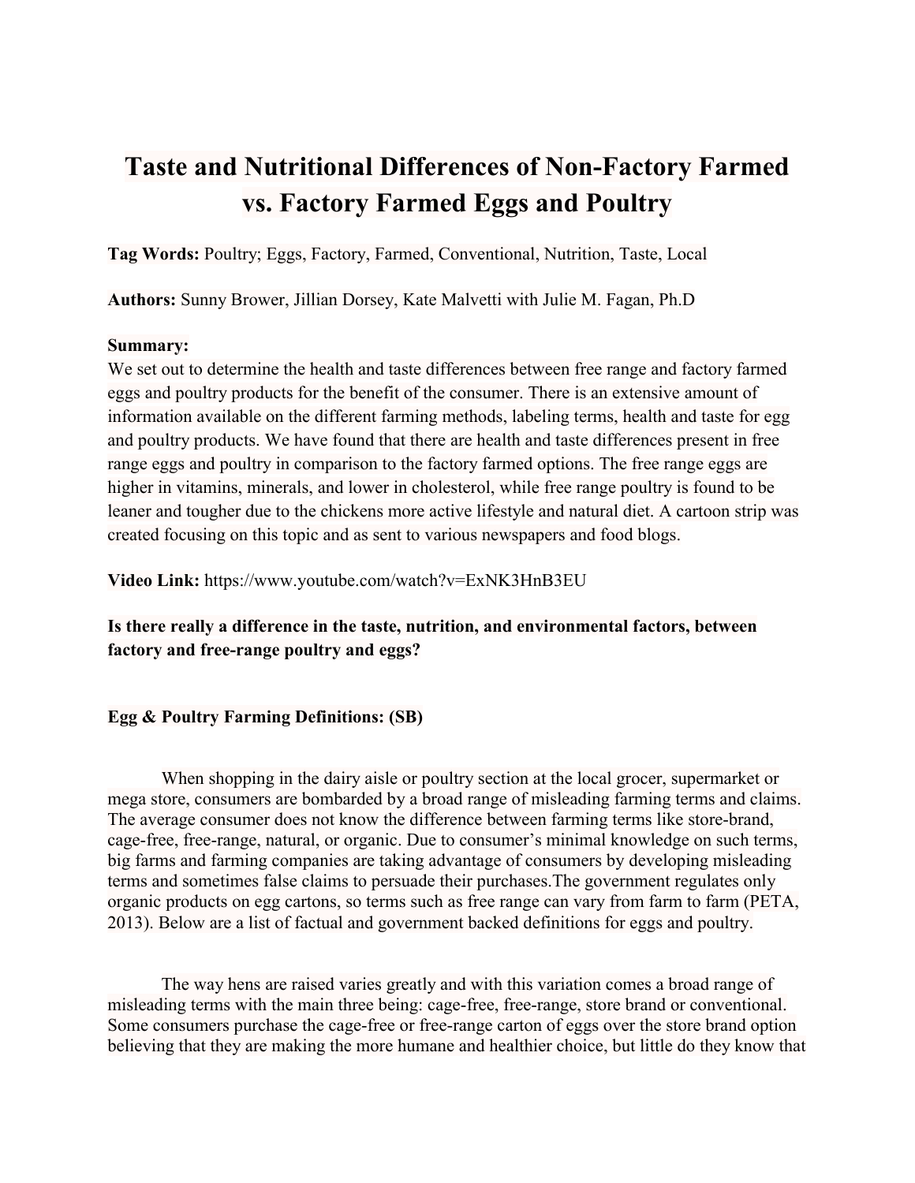# Taste and Nutritional Differences of Non-Factory Farmed vs. Factory Farmed Eggs and Poultry

**Tag Words:** Poultry; Eggs, Factory, Farmed, Conventional, Nutrition, Taste, Local

**Authors:** Sunny Brower, Jillian Dorsey, Kate Malvetti with Julie M. Fagan, Ph.D

**Summary:**
We set out to determine the health and taste differences between free range and factory farmed eggs and poultry products for the benefit of the consumer. There is an extensive amount of information available on the different farming methods, labeling terms, health and taste for egg and poultry products. We have found that there are health and taste differences present in free range eggs and poultry in comparison to the factory farmed options. The free range eggs are higher in vitamins, minerals, and lower in cholesterol, while free range poultry is found to be leaner and tougher due to the chickens more active lifestyle and natural diet. A cartoon strip was created focusing on this topic and as sent to various newspapers and food blogs.

**Video Link:** https://www.youtube.com/watch?v=ExNK3HnB3EU

**Is there really a difference in the taste, nutrition, and environmental factors, between factory and free-range poultry and eggs?**

**Egg & Poultry Farming Definitions: (SB)**

When shopping in the dairy aisle or poultry section at the local grocer, supermarket or mega store, consumers are bombarded by a broad range of misleading farming terms and claims. The average consumer does not know the difference between farming terms like store-brand, cage-free, free-range, natural, or organic. Due to consumer's minimal knowledge on such terms, big farms and farming companies are taking advantage of consumers by developing misleading terms and sometimes false claims to persuade their purchases.The government regulates only organic products on egg cartons, so terms such as free range can vary from farm to farm (PETA, 2013). Below are a list of factual and government backed definitions for eggs and poultry.

The way hens are raised varies greatly and with this variation comes a broad range of misleading terms with the main three being: cage-free, free-range, store brand or conventional. Some consumers purchase the cage-free or free-range carton of eggs over the store brand option believing that they are making the more humane and healthier choice, but little do they know that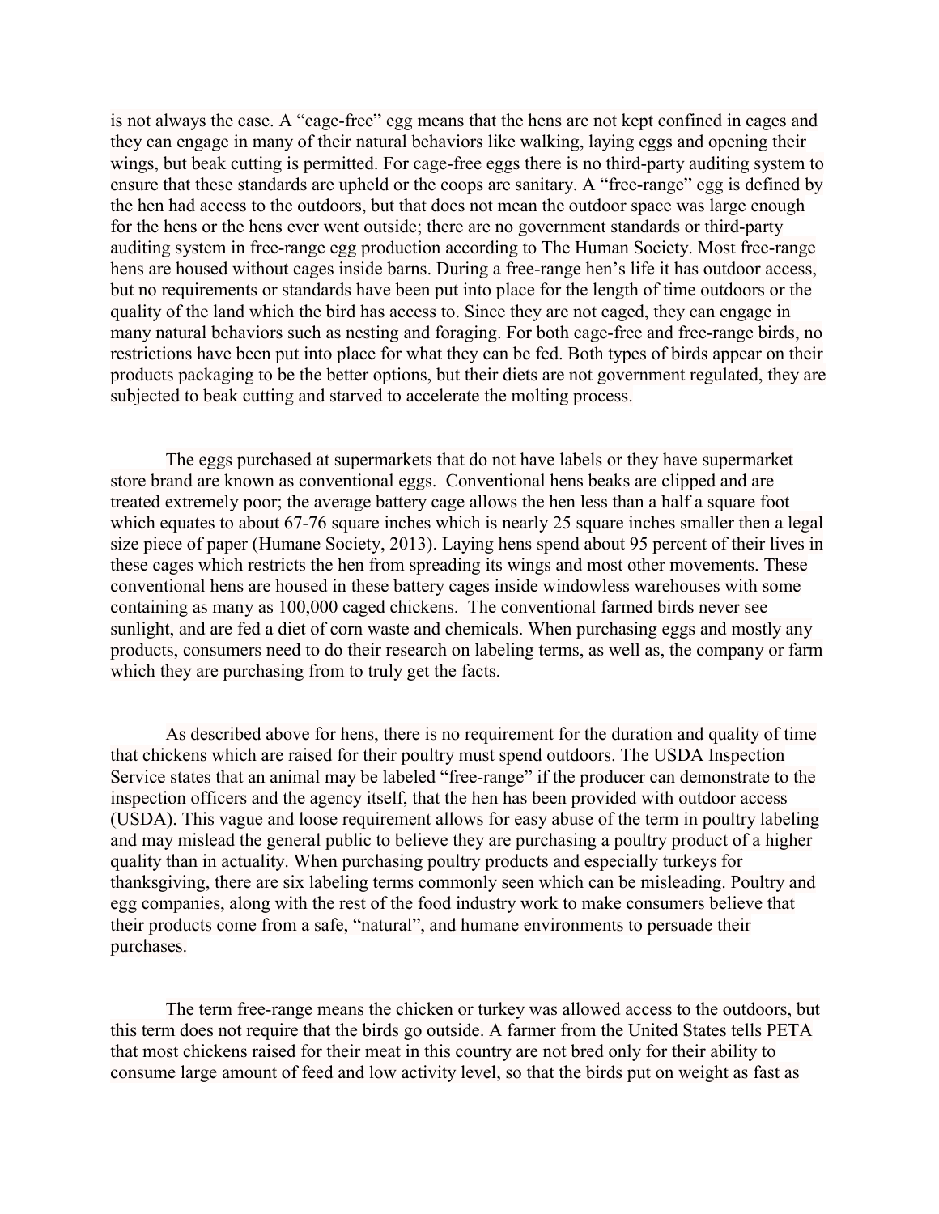is not always the case. A "cage-free" egg means that the hens are not kept confined in cages and they can engage in many of their natural behaviors like walking, laying eggs and opening their wings, but beak cutting is permitted. For cage-free eggs there is no third-party auditing system to ensure that these standards are upheld or the coops are sanitary. A "free-range" egg is defined by the hen had access to the outdoors, but that does not mean the outdoor space was large enough for the hens or the hens ever went outside; there are no government standards or third-party auditing system in free-range egg production according to The Human Society. Most free-range hens are housed without cages inside barns. During a free-range hen's life it has outdoor access, but no requirements or standards have been put into place for the length of time outdoors or the quality of the land which the bird has access to. Since they are not caged, they can engage in many natural behaviors such as nesting and foraging. For both cage-free and free-range birds, no restrictions have been put into place for what they can be fed. Both types of birds appear on their products packaging to be the better options, but their diets are not government regulated, they are subjected to beak cutting and starved to accelerate the molting process.

The eggs purchased at supermarkets that do not have labels or they have supermarket store brand are known as conventional eggs. Conventional hens beaks are clipped and are treated extremely poor; the average battery cage allows the hen less than a half a square foot which equates to about 67-76 square inches which is nearly 25 square inches smaller then a legal size piece of paper (Humane Society, 2013). Laying hens spend about 95 percent of their lives in these cages which restricts the hen from spreading its wings and most other movements. These conventional hens are housed in these battery cages inside windowless warehouses with some containing as many as 100,000 caged chickens. The conventional farmed birds never see sunlight, and are fed a diet of corn waste and chemicals. When purchasing eggs and mostly any products, consumers need to do their research on labeling terms, as well as, the company or farm which they are purchasing from to truly get the facts.

As described above for hens, there is no requirement for the duration and quality of time that chickens which are raised for their poultry must spend outdoors. The USDA Inspection Service states that an animal may be labeled "free-range" if the producer can demonstrate to the inspection officers and the agency itself, that the hen has been provided with outdoor access (USDA). This vague and loose requirement allows for easy abuse of the term in poultry labeling and may mislead the general public to believe they are purchasing a poultry product of a higher quality than in actuality. When purchasing poultry products and especially turkeys for thanksgiving, there are six labeling terms commonly seen which can be misleading. Poultry and egg companies, along with the rest of the food industry work to make consumers believe that their products come from a safe, "natural", and humane environments to persuade their purchases.

The term free-range means the chicken or turkey was allowed access to the outdoors, but this term does not require that the birds go outside. A farmer from the United States tells PETA that most chickens raised for their meat in this country are not bred only for their ability to consume large amount of feed and low activity level, so that the birds put on weight as fast as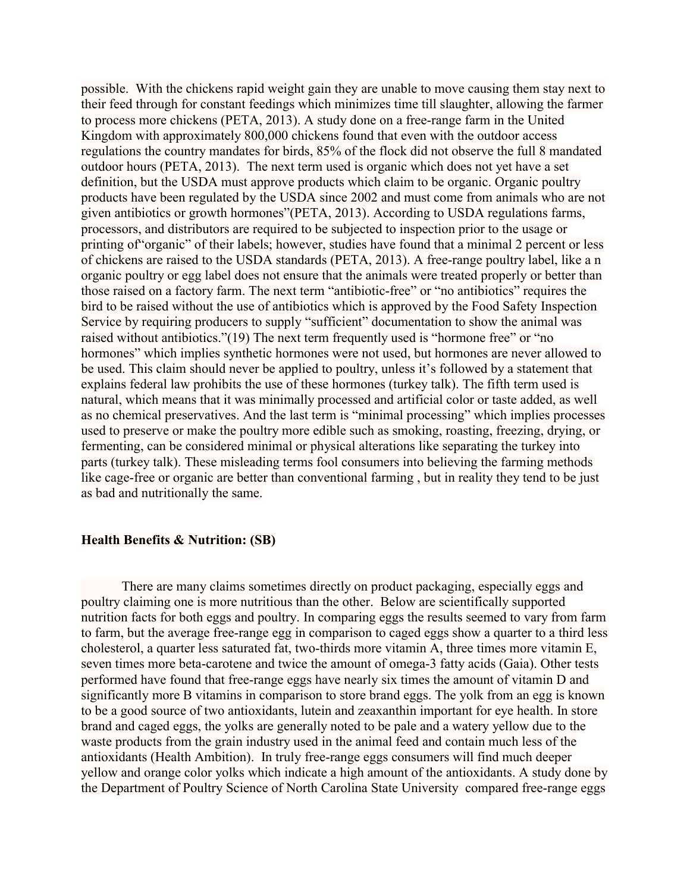possible. With the chickens rapid weight gain they are unable to move causing them stay next to their feed through for constant feedings which minimizes time till slaughter, allowing the farmer to process more chickens (PETA, 2013). A study done on a free-range farm in the United Kingdom with approximately 800,000 chickens found that even with the outdoor access regulations the country mandates for birds, 85% of the flock did not observe the full 8 mandated outdoor hours (PETA, 2013). The next term used is organic which does not yet have a set definition, but the USDA must approve products which claim to be organic. Organic poultry products have been regulated by the USDA since 2002 and must come from animals who are not given antibiotics or growth hormones"(PETA, 2013). According to USDA regulations farms, processors, and distributors are required to be subjected to inspection prior to the usage or printing of"organic" of their labels; however, studies have found that a minimal 2 percent or less of chickens are raised to the USDA standards (PETA, 2013). A free-range poultry label, like a n organic poultry or egg label does not ensure that the animals were treated properly or better than those raised on a factory farm. The next term "antibiotic-free" or "no antibiotics" requires the bird to be raised without the use of antibiotics which is approved by the Food Safety Inspection Service by requiring producers to supply "sufficient" documentation to show the animal was raised without antibiotics."(19) The next term frequently used is "hormone free" or "no hormones" which implies synthetic hormones were not used, but hormones are never allowed to be used. This claim should never be applied to poultry, unless it's followed by a statement that explains federal law prohibits the use of these hormones (turkey talk). The fifth term used is natural, which means that it was minimally processed and artificial color or taste added, as well as no chemical preservatives. And the last term is "minimal processing" which implies processes used to preserve or make the poultry more edible such as smoking, roasting, freezing, drying, or fermenting, can be considered minimal or physical alterations like separating the turkey into parts (turkey talk). These misleading terms fool consumers into believing the farming methods like cage-free or organic are better than conventional farming , but in reality they tend to be just as bad and nutritionally the same.

**Health Benefits & Nutrition: (SB)**

There are many claims sometimes directly on product packaging, especially eggs and poultry claiming one is more nutritious than the other. Below are scientifically supported nutrition facts for both eggs and poultry. In comparing eggs the results seemed to vary from farm to farm, but the average free-range egg in comparison to caged eggs show a quarter to a third less cholesterol, a quarter less saturated fat, two-thirds more vitamin A, three times more vitamin E, seven times more beta-carotene and twice the amount of omega-3 fatty acids (Gaia). Other tests performed have found that free-range eggs have nearly six times the amount of vitamin D and significantly more B vitamins in comparison to store brand eggs. The yolk from an egg is known to be a good source of two antioxidants, lutein and zeaxanthin important for eye health. In store brand and caged eggs, the yolks are generally noted to be pale and a watery yellow due to the waste products from the grain industry used in the animal feed and contain much less of the antioxidants (Health Ambition). In truly free-range eggs consumers will find much deeper yellow and orange color yolks which indicate a high amount of the antioxidants. A study done by the Department of Poultry Science of North Carolina State University compared free-range eggs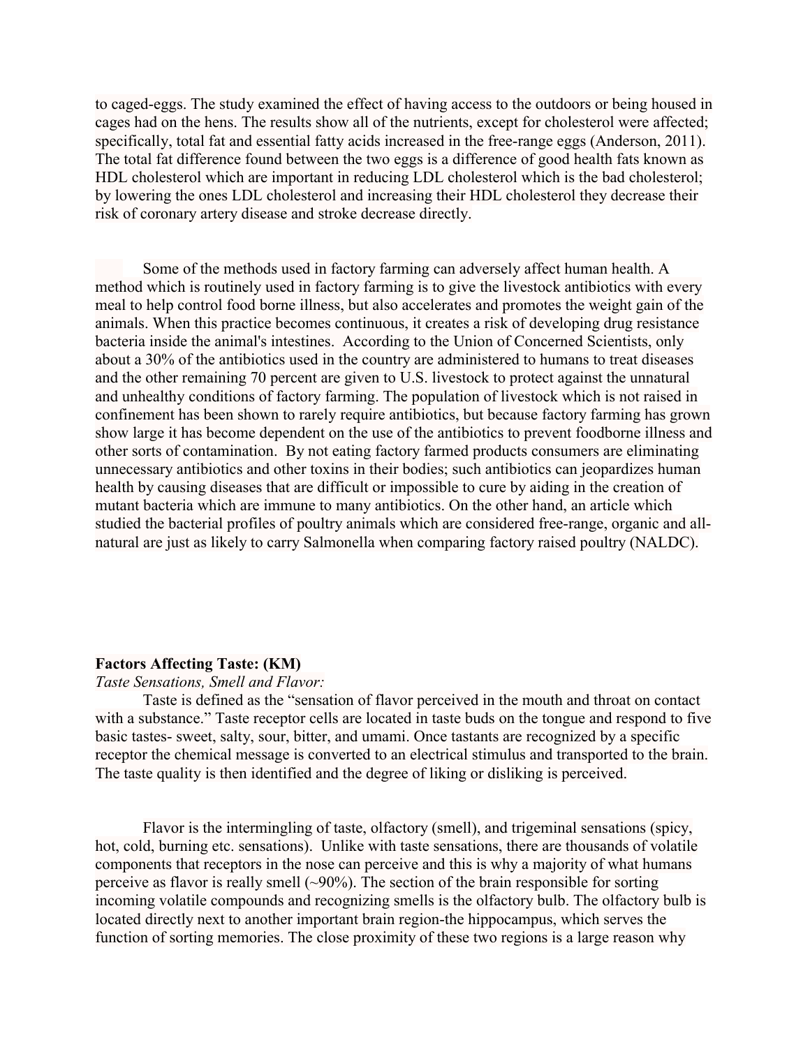to caged-eggs. The study examined the effect of having access to the outdoors or being housed in cages had on the hens. The results show all of the nutrients, except for cholesterol were affected; specifically, total fat and essential fatty acids increased in the free-range eggs (Anderson, 2011). The total fat difference found between the two eggs is a difference of good health fats known as HDL cholesterol which are important in reducing LDL cholesterol which is the bad cholesterol; by lowering the ones LDL cholesterol and increasing their HDL cholesterol they decrease their risk of coronary artery disease and stroke decrease directly.

Some of the methods used in factory farming can adversely affect human health. A method which is routinely used in factory farming is to give the livestock antibiotics with every meal to help control food borne illness, but also accelerates and promotes the weight gain of the animals. When this practice becomes continuous, it creates a risk of developing drug resistance bacteria inside the animal's intestines. According to the Union of Concerned Scientists, only about a 30% of the antibiotics used in the country are administered to humans to treat diseases and the other remaining 70 percent are given to U.S. livestock to protect against the unnatural and unhealthy conditions of factory farming. The population of livestock which is not raised in confinement has been shown to rarely require antibiotics, but because factory farming has grown show large it has become dependent on the use of the antibiotics to prevent foodborne illness and other sorts of contamination. By not eating factory farmed products consumers are eliminating unnecessary antibiotics and other toxins in their bodies; such antibiotics can jeopardizes human health by causing diseases that are difficult or impossible to cure by aiding in the creation of mutant bacteria which are immune to many antibiotics. On the other hand, an article which studied the bacterial profiles of poultry animals which are considered free-range, organic and all-natural are just as likely to carry Salmonella when comparing factory raised poultry (NALDC).

**Factors Affecting Taste: (KM)**

*Taste Sensations, Smell and Flavor:*

Taste is defined as the "sensation of flavor perceived in the mouth and throat on contact with a substance." Taste receptor cells are located in taste buds on the tongue and respond to five basic tastes- sweet, salty, sour, bitter, and umami. Once tastants are recognized by a specific receptor the chemical message is converted to an electrical stimulus and transported to the brain. The taste quality is then identified and the degree of liking or disliking is perceived.

Flavor is the intermingling of taste, olfactory (smell), and trigeminal sensations (spicy, hot, cold, burning etc. sensations). Unlike with taste sensations, there are thousands of volatile components that receptors in the nose can perceive and this is why a majority of what humans perceive as flavor is really smell (~90%). The section of the brain responsible for sorting incoming volatile compounds and recognizing smells is the olfactory bulb. The olfactory bulb is located directly next to another important brain region-the hippocampus, which serves the function of sorting memories. The close proximity of these two regions is a large reason why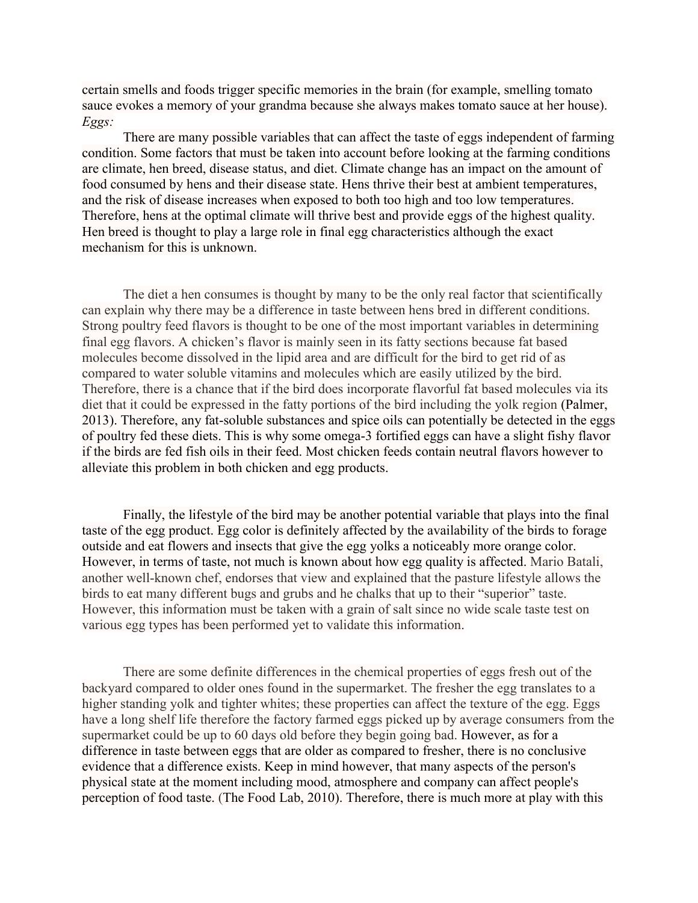certain smells and foods trigger specific memories in the brain (for example, smelling tomato sauce evokes a memory of your grandma because she always makes tomato sauce at her house).

*Eggs:*

There are many possible variables that can affect the taste of eggs independent of farming condition. Some factors that must be taken into account before looking at the farming conditions are climate, hen breed, disease status, and diet. Climate change has an impact on the amount of food consumed by hens and their disease state. Hens thrive their best at ambient temperatures, and the risk of disease increases when exposed to both too high and too low temperatures. Therefore, hens at the optimal climate will thrive best and provide eggs of the highest quality. Hen breed is thought to play a large role in final egg characteristics although the exact mechanism for this is unknown.

The diet a hen consumes is thought by many to be the only real factor that scientifically can explain why there may be a difference in taste between hens bred in different conditions. Strong poultry feed flavors is thought to be one of the most important variables in determining final egg flavors. A chicken's flavor is mainly seen in its fatty sections because fat based molecules become dissolved in the lipid area and are difficult for the bird to get rid of as compared to water soluble vitamins and molecules which are easily utilized by the bird. Therefore, there is a chance that if the bird does incorporate flavorful fat based molecules via its diet that it could be expressed in the fatty portions of the bird including the yolk region (Palmer, 2013). Therefore, any fat-soluble substances and spice oils can potentially be detected in the eggs of poultry fed these diets. This is why some omega-3 fortified eggs can have a slight fishy flavor if the birds are fed fish oils in their feed. Most chicken feeds contain neutral flavors however to alleviate this problem in both chicken and egg products.

Finally, the lifestyle of the bird may be another potential variable that plays into the final taste of the egg product. Egg color is definitely affected by the availability of the birds to forage outside and eat flowers and insects that give the egg yolks a noticeably more orange color. However, in terms of taste, not much is known about how egg quality is affected. Mario Batali, another well-known chef, endorses that view and explained that the pasture lifestyle allows the birds to eat many different bugs and grubs and he chalks that up to their "superior" taste. However, this information must be taken with a grain of salt since no wide scale taste test on various egg types has been performed yet to validate this information.

There are some definite differences in the chemical properties of eggs fresh out of the backyard compared to older ones found in the supermarket. The fresher the egg translates to a higher standing yolk and tighter whites; these properties can affect the texture of the egg. Eggs have a long shelf life therefore the factory farmed eggs picked up by average consumers from the supermarket could be up to 60 days old before they begin going bad. However, as for a difference in taste between eggs that are older as compared to fresher, there is no conclusive evidence that a difference exists. Keep in mind however, that many aspects of the person's physical state at the moment including mood, atmosphere and company can affect people's perception of food taste. (The Food Lab, 2010). Therefore, there is much more at play with this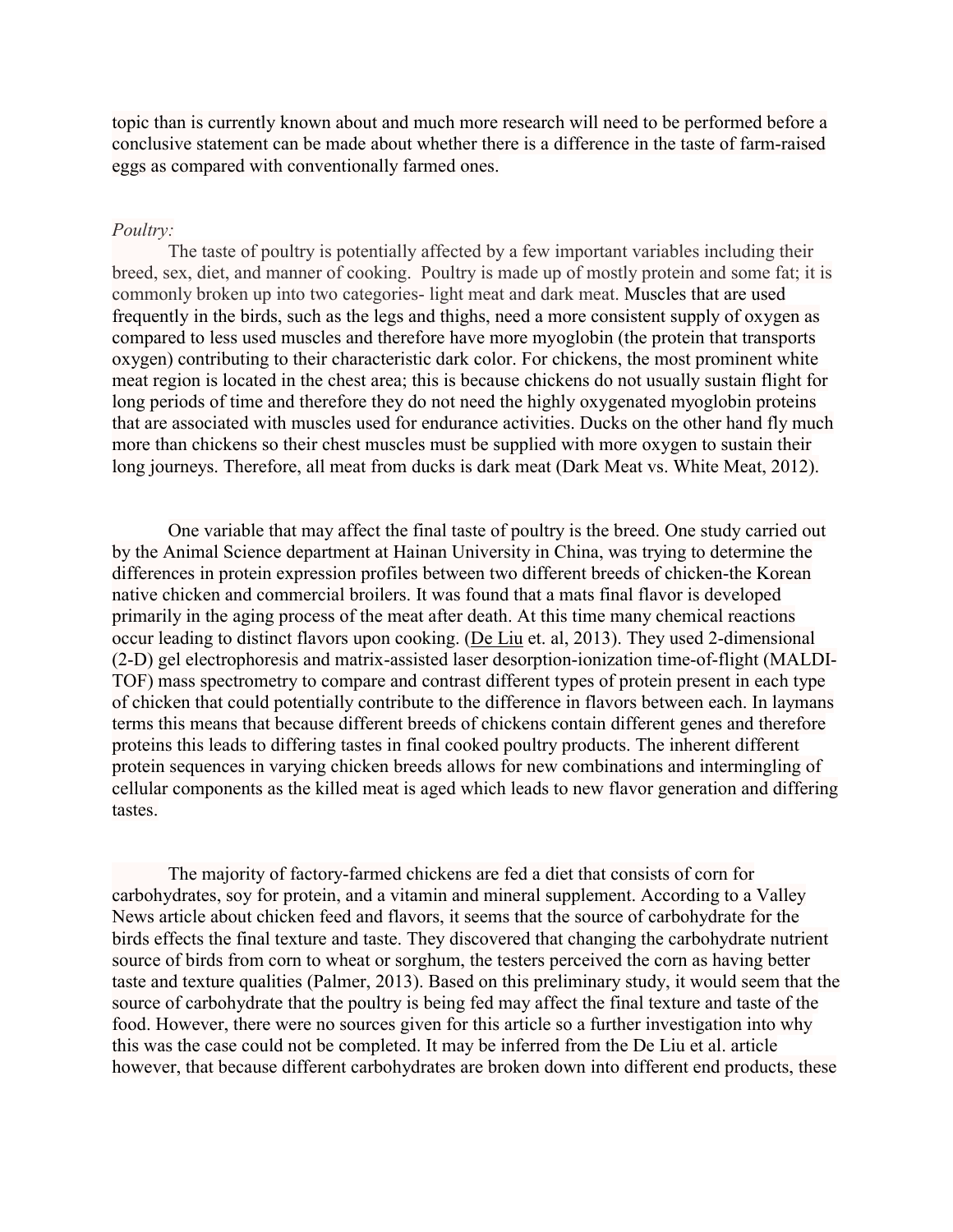topic than is currently known about and much more research will need to be performed before a conclusive statement can be made about whether there is a difference in the taste of farm-raised eggs as compared with conventionally farmed ones.

*Poultry:*

The taste of poultry is potentially affected by a few important variables including their breed, sex, diet, and manner of cooking. Poultry is made up of mostly protein and some fat; it is commonly broken up into two categories- light meat and dark meat. Muscles that are used frequently in the birds, such as the legs and thighs, need a more consistent supply of oxygen as compared to less used muscles and therefore have more myoglobin (the protein that transports oxygen) contributing to their characteristic dark color. For chickens, the most prominent white meat region is located in the chest area; this is because chickens do not usually sustain flight for long periods of time and therefore they do not need the highly oxygenated myoglobin proteins that are associated with muscles used for endurance activities. Ducks on the other hand fly much more than chickens so their chest muscles must be supplied with more oxygen to sustain their long journeys. Therefore, all meat from ducks is dark meat (Dark Meat vs. White Meat, 2012).

One variable that may affect the final taste of poultry is the breed. One study carried out by the Animal Science department at Hainan University in China, was trying to determine the differences in protein expression profiles between two different breeds of chicken-the Korean native chicken and commercial broilers. It was found that a mats final flavor is developed primarily in the aging process of the meat after death. At this time many chemical reactions occur leading to distinct flavors upon cooking. (De Liu et. al, 2013). They used 2-dimensional (2-D) gel electrophoresis and matrix-assisted laser desorption-ionization time-of-flight (MALDI-TOF) mass spectrometry to compare and contrast different types of protein present in each type of chicken that could potentially contribute to the difference in flavors between each. In laymans terms this means that because different breeds of chickens contain different genes and therefore proteins this leads to differing tastes in final cooked poultry products. The inherent different protein sequences in varying chicken breeds allows for new combinations and intermingling of cellular components as the killed meat is aged which leads to new flavor generation and differing tastes.

The majority of factory-farmed chickens are fed a diet that consists of corn for carbohydrates, soy for protein, and a vitamin and mineral supplement. According to a Valley News article about chicken feed and flavors, it seems that the source of carbohydrate for the birds effects the final texture and taste. They discovered that changing the carbohydrate nutrient source of birds from corn to wheat or sorghum, the testers perceived the corn as having better taste and texture qualities (Palmer, 2013). Based on this preliminary study, it would seem that the source of carbohydrate that the poultry is being fed may affect the final texture and taste of the food. However, there were no sources given for this article so a further investigation into why this was the case could not be completed. It may be inferred from the De Liu et al. article however, that because different carbohydrates are broken down into different end products, these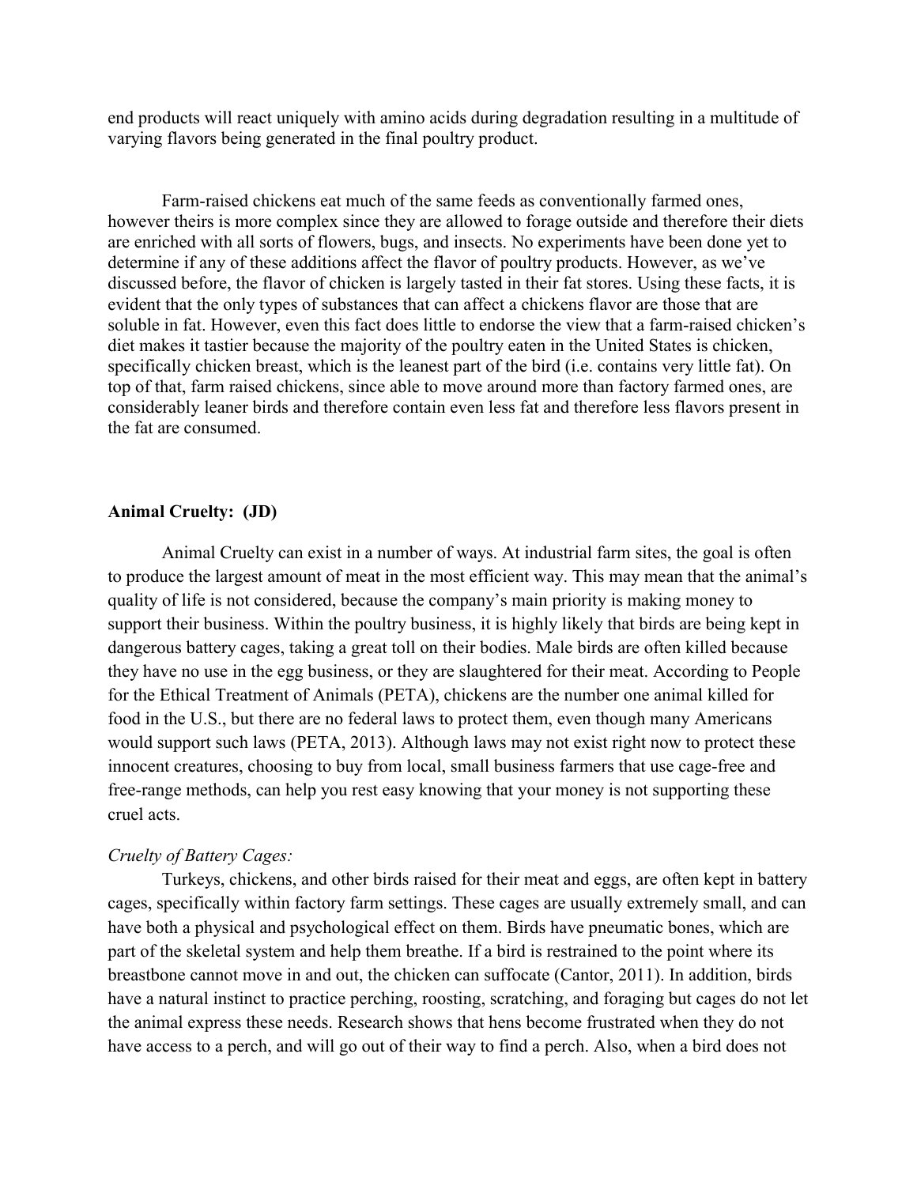end products will react uniquely with amino acids during degradation resulting in a multitude of varying flavors being generated in the final poultry product.

Farm-raised chickens eat much of the same feeds as conventionally farmed ones, however theirs is more complex since they are allowed to forage outside and therefore their diets are enriched with all sorts of flowers, bugs, and insects. No experiments have been done yet to determine if any of these additions affect the flavor of poultry products. However, as we've discussed before, the flavor of chicken is largely tasted in their fat stores. Using these facts, it is evident that the only types of substances that can affect a chickens flavor are those that are soluble in fat. However, even this fact does little to endorse the view that a farm-raised chicken's diet makes it tastier because the majority of the poultry eaten in the United States is chicken, specifically chicken breast, which is the leanest part of the bird (i.e. contains very little fat). On top of that, farm raised chickens, since able to move around more than factory farmed ones, are considerably leaner birds and therefore contain even less fat and therefore less flavors present in the fat are consumed.

**Animal Cruelty: (JD)**

Animal Cruelty can exist in a number of ways. At industrial farm sites, the goal is often to produce the largest amount of meat in the most efficient way. This may mean that the animal's quality of life is not considered, because the company's main priority is making money to support their business. Within the poultry business, it is highly likely that birds are being kept in dangerous battery cages, taking a great toll on their bodies. Male birds are often killed because they have no use in the egg business, or they are slaughtered for their meat. According to People for the Ethical Treatment of Animals (PETA), chickens are the number one animal killed for food in the U.S., but there are no federal laws to protect them, even though many Americans would support such laws (PETA, 2013). Although laws may not exist right now to protect these innocent creatures, choosing to buy from local, small business farmers that use cage-free and free-range methods, can help you rest easy knowing that your money is not supporting these cruel acts.

*Cruelty of Battery Cages:*

Turkeys, chickens, and other birds raised for their meat and eggs, are often kept in battery cages, specifically within factory farm settings. These cages are usually extremely small, and can have both a physical and psychological effect on them. Birds have pneumatic bones, which are part of the skeletal system and help them breathe. If a bird is restrained to the point where its breastbone cannot move in and out, the chicken can suffocate (Cantor, 2011). In addition, birds have a natural instinct to practice perching, roosting, scratching, and foraging but cages do not let the animal express these needs. Research shows that hens become frustrated when they do not have access to a perch, and will go out of their way to find a perch. Also, when a bird does not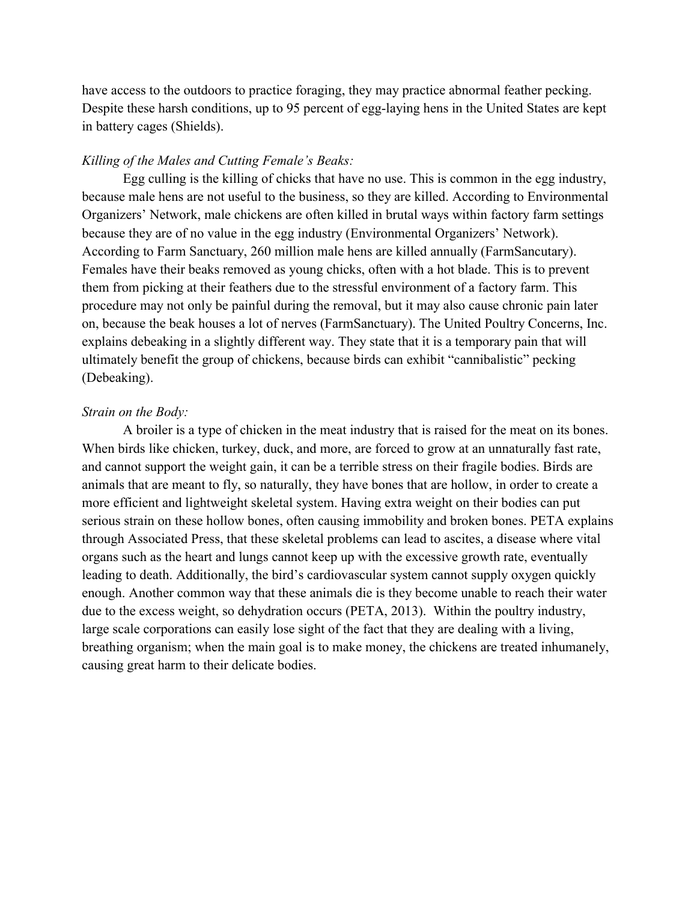have access to the outdoors to practice foraging, they may practice abnormal feather pecking. Despite these harsh conditions, up to 95 percent of egg-laying hens in the United States are kept in battery cages (Shields).

*Killing of the Males and Cutting Female's Beaks:*

Egg culling is the killing of chicks that have no use. This is common in the egg industry, because male hens are not useful to the business, so they are killed. According to Environmental Organizers' Network, male chickens are often killed in brutal ways within factory farm settings because they are of no value in the egg industry (Environmental Organizers' Network). According to Farm Sanctuary, 260 million male hens are killed annually (FarmSancutary). Females have their beaks removed as young chicks, often with a hot blade. This is to prevent them from picking at their feathers due to the stressful environment of a factory farm. This procedure may not only be painful during the removal, but it may also cause chronic pain later on, because the beak houses a lot of nerves (FarmSanctuary). The United Poultry Concerns, Inc. explains debeaking in a slightly different way. They state that it is a temporary pain that will ultimately benefit the group of chickens, because birds can exhibit "cannibalistic" pecking (Debeaking).

*Strain on the Body:*

A broiler is a type of chicken in the meat industry that is raised for the meat on its bones. When birds like chicken, turkey, duck, and more, are forced to grow at an unnaturally fast rate, and cannot support the weight gain, it can be a terrible stress on their fragile bodies. Birds are animals that are meant to fly, so naturally, they have bones that are hollow, in order to create a more efficient and lightweight skeletal system. Having extra weight on their bodies can put serious strain on these hollow bones, often causing immobility and broken bones. PETA explains through Associated Press, that these skeletal problems can lead to ascites, a disease where vital organs such as the heart and lungs cannot keep up with the excessive growth rate, eventually leading to death. Additionally, the bird's cardiovascular system cannot supply oxygen quickly enough. Another common way that these animals die is they become unable to reach their water due to the excess weight, so dehydration occurs (PETA, 2013). Within the poultry industry, large scale corporations can easily lose sight of the fact that they are dealing with a living, breathing organism; when the main goal is to make money, the chickens are treated inhumanely, causing great harm to their delicate bodies.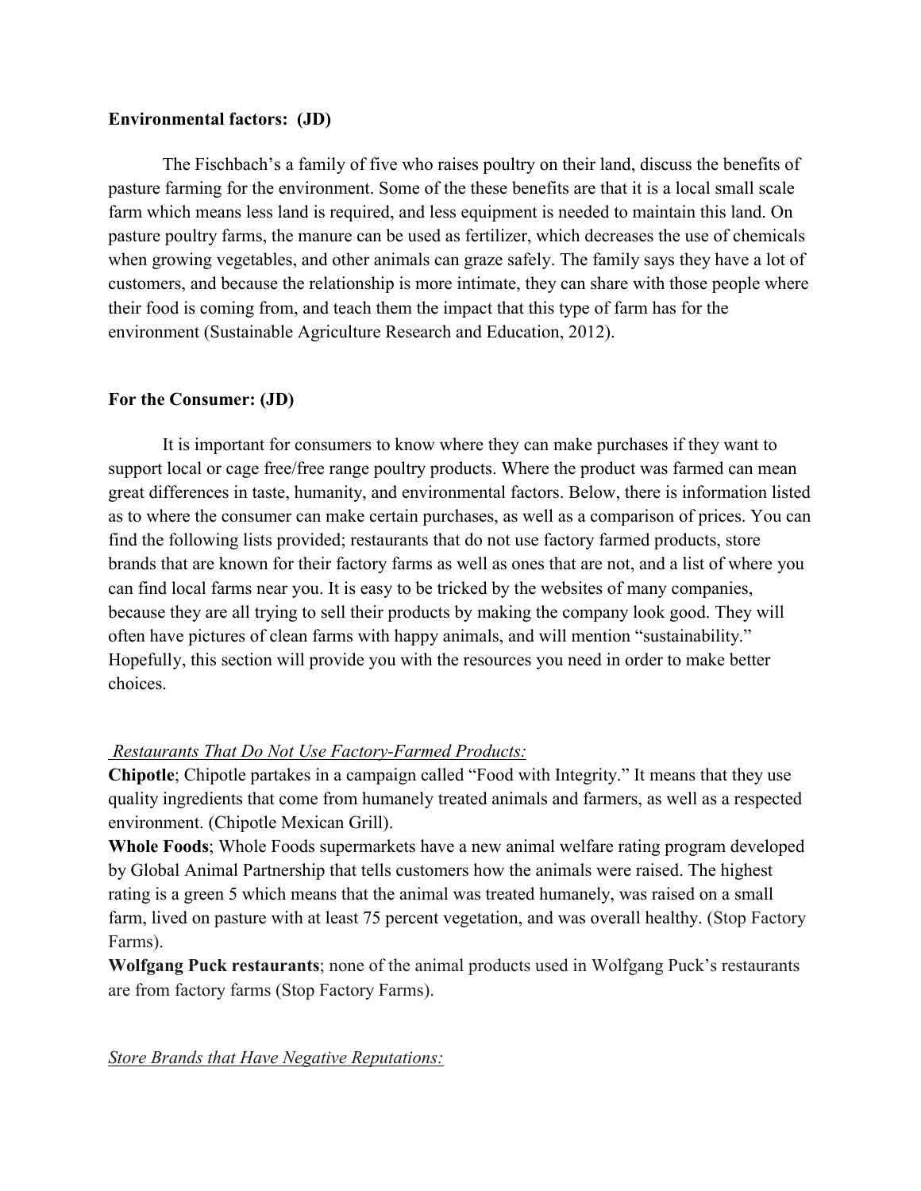**Environmental factors: (JD)**

The Fischbach's a family of five who raises poultry on their land, discuss the benefits of pasture farming for the environment. Some of the these benefits are that it is a local small scale farm which means less land is required, and less equipment is needed to maintain this land. On pasture poultry farms, the manure can be used as fertilizer, which decreases the use of chemicals when growing vegetables, and other animals can graze safely. The family says they have a lot of customers, and because the relationship is more intimate, they can share with those people where their food is coming from, and teach them the impact that this type of farm has for the environment (Sustainable Agriculture Research and Education, 2012).

**For the Consumer: (JD)**

It is important for consumers to know where they can make purchases if they want to support local or cage free/free range poultry products. Where the product was farmed can mean great differences in taste, humanity, and environmental factors. Below, there is information listed as to where the consumer can make certain purchases, as well as a comparison of prices. You can find the following lists provided; restaurants that do not use factory farmed products, store brands that are known for their factory farms as well as ones that are not, and a list of where you can find local farms near you. It is easy to be tricked by the websites of many companies, because they are all trying to sell their products by making the company look good. They will often have pictures of clean farms with happy animals, and will mention "sustainability." Hopefully, this section will provide you with the resources you need in order to make better choices.

*Restaurants That Do Not Use Factory-Farmed Products:*

**Chipotle**; Chipotle partakes in a campaign called "Food with Integrity." It means that they use quality ingredients that come from humanely treated animals and farmers, as well as a respected environment. (Chipotle Mexican Grill).

**Whole Foods**; Whole Foods supermarkets have a new animal welfare rating program developed by Global Animal Partnership that tells customers how the animals were raised. The highest rating is a green 5 which means that the animal was treated humanely, was raised on a small farm, lived on pasture with at least 75 percent vegetation, and was overall healthy. (Stop Factory Farms).

**Wolfgang Puck restaurants**; none of the animal products used in Wolfgang Puck's restaurants are from factory farms (Stop Factory Farms).

*Store Brands that Have Negative Reputations:*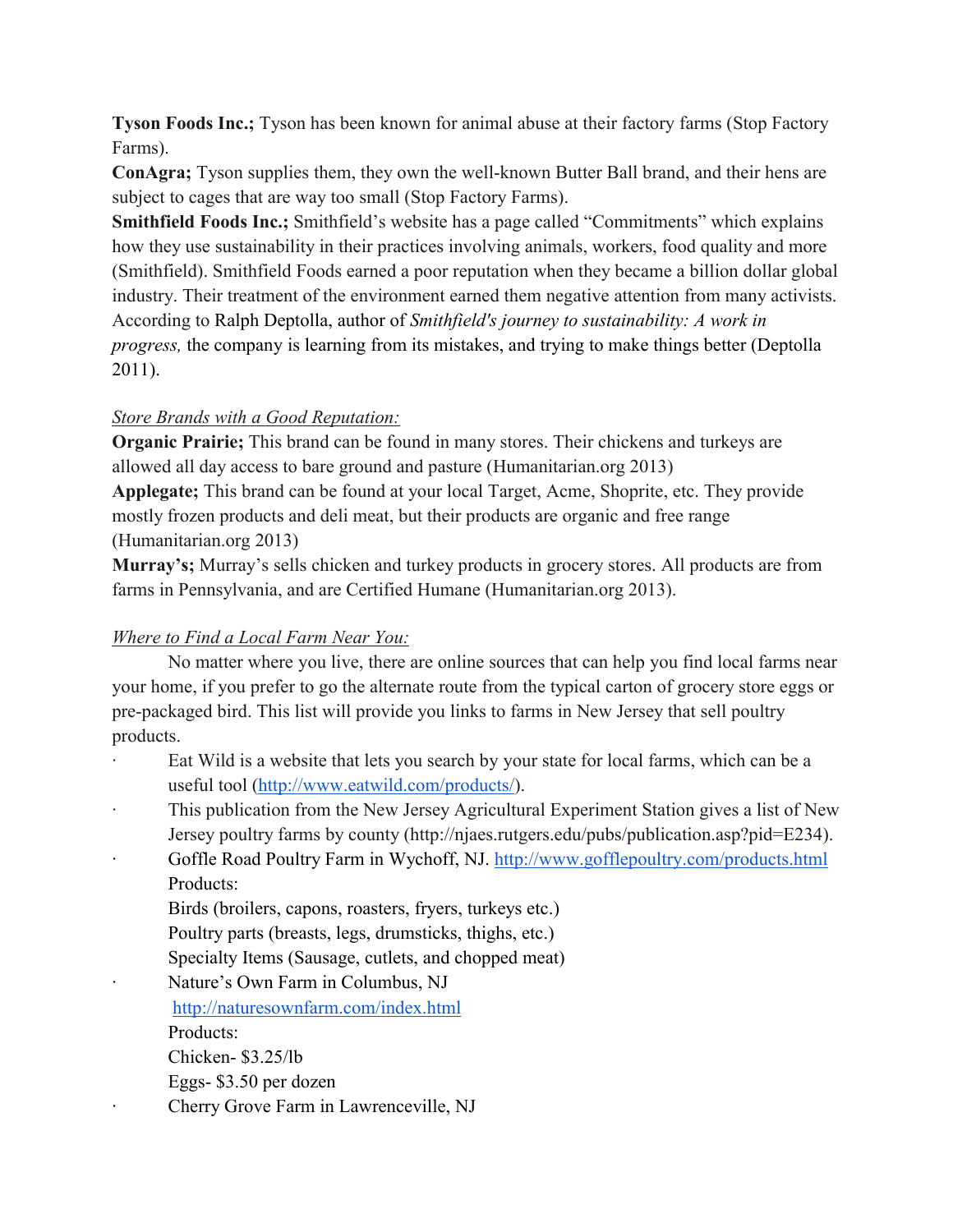**Tyson Foods Inc.;** Tyson has been known for animal abuse at their factory farms (Stop Factory Farms).

**ConAgra;** Tyson supplies them, they own the well-known Butter Ball brand, and their hens are subject to cages that are way too small (Stop Factory Farms).

**Smithfield Foods Inc.;** Smithfield's website has a page called "Commitments" which explains how they use sustainability in their practices involving animals, workers, food quality and more (Smithfield). Smithfield Foods earned a poor reputation when they became a billion dollar global industry. Their treatment of the environment earned them negative attention from many activists. According to Ralph Deptolla, author of *Smithfield's journey to sustainability: A work in progress,* the company is learning from its mistakes, and trying to make things better (Deptolla 2011).

*Store Brands with a Good Reputation:*

**Organic Prairie;** This brand can be found in many stores. Their chickens and turkeys are allowed all day access to bare ground and pasture (Humanitarian.org 2013)

**Applegate;** This brand can be found at your local Target, Acme, Shoprite, etc. They provide mostly frozen products and deli meat, but their products are organic and free range (Humanitarian.org 2013)

**Murray's;** Murray's sells chicken and turkey products in grocery stores. All products are from farms in Pennsylvania, and are Certified Humane (Humanitarian.org 2013).

*Where to Find a Local Farm Near You:*

No matter where you live, there are online sources that can help you find local farms near your home, if you prefer to go the alternate route from the typical carton of grocery store eggs or pre-packaged bird. This list will provide you links to farms in New Jersey that sell poultry products.

- Eat Wild is a website that lets you search by your state for local farms, which can be a useful tool (http://www.eatwild.com/products/).
- This publication from the New Jersey Agricultural Experiment Station gives a list of New Jersey poultry farms by county (http://njaes.rutgers.edu/pubs/publication.asp?pid=E234).
- Goffle Road Poultry Farm in Wychoff, NJ. http://www.gofflepoultry.com/products.html
  Products:
  Birds (broilers, capons, roasters, fryers, turkeys etc.)
  Poultry parts (breasts, legs, drumsticks, thighs, etc.)
  Specialty Items (Sausage, cutlets, and chopped meat)
- Nature's Own Farm in Columbus, NJ
  http://naturesownfarm.com/index.html
  Products:
  Chicken- $3.25/lb
  Eggs- $3.50 per dozen
- Cherry Grove Farm in Lawrenceville, NJ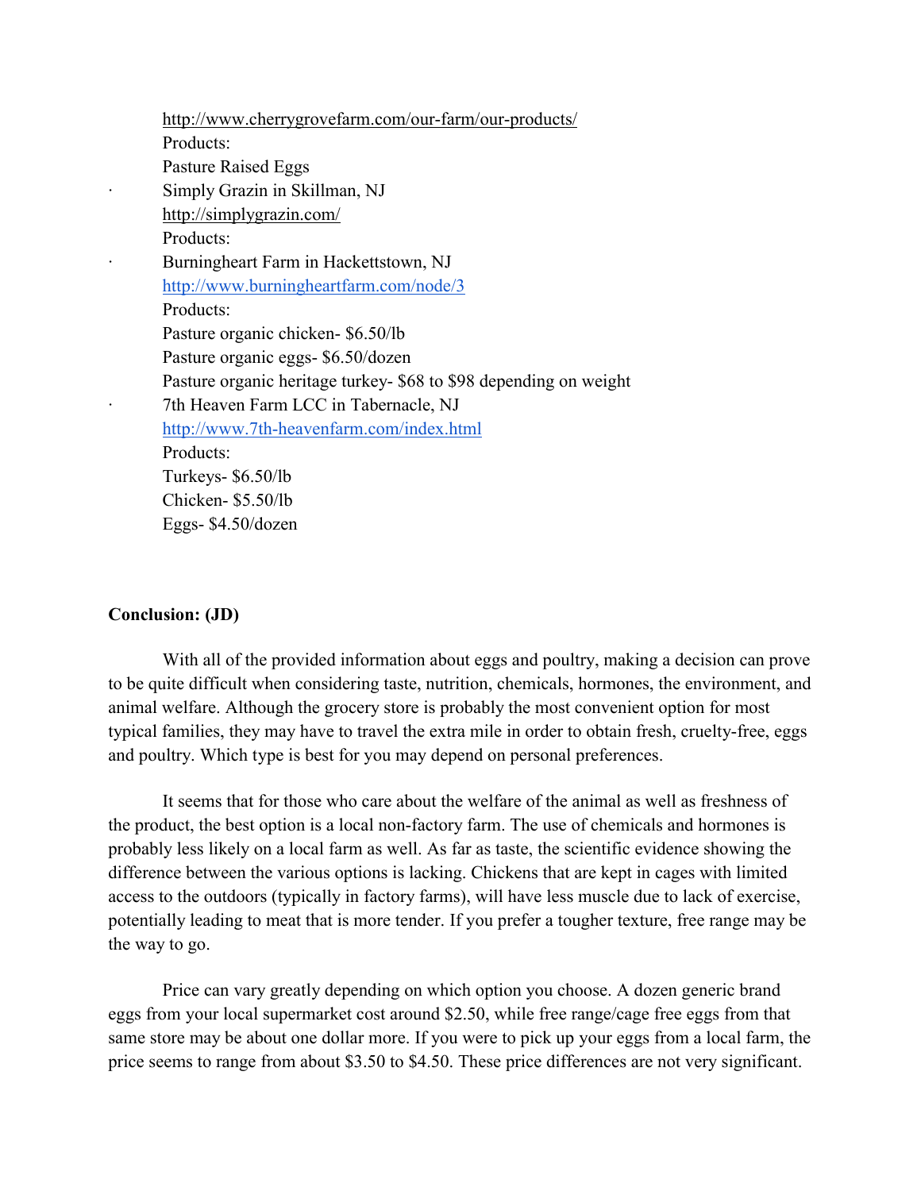http://www.cherrygrovefarm.com/our-farm/our-products/
Products:
Pasture Raised Eggs

- Simply Grazin in Skillman, NJ
  http://simplygrazin.com/
  Products:
- Burningheart Farm in Hackettstown, NJ
  http://www.burningheartfarm.com/node/3
  Products:
  Pasture organic chicken- $6.50/lb
  Pasture organic eggs- $6.50/dozen
  Pasture organic heritage turkey- $68 to $98 depending on weight
- 7th Heaven Farm LCC in Tabernacle, NJ
  http://www.7th-heavenfarm.com/index.html
  Products:
  Turkeys- $6.50/lb
  Chicken- $5.50/lb
  Eggs- $4.50/dozen

**Conclusion: (JD)**

With all of the provided information about eggs and poultry, making a decision can prove to be quite difficult when considering taste, nutrition, chemicals, hormones, the environment, and animal welfare. Although the grocery store is probably the most convenient option for most typical families, they may have to travel the extra mile in order to obtain fresh, cruelty-free, eggs and poultry. Which type is best for you may depend on personal preferences.

It seems that for those who care about the welfare of the animal as well as freshness of the product, the best option is a local non-factory farm. The use of chemicals and hormones is probably less likely on a local farm as well. As far as taste, the scientific evidence showing the difference between the various options is lacking. Chickens that are kept in cages with limited access to the outdoors (typically in factory farms), will have less muscle due to lack of exercise, potentially leading to meat that is more tender. If you prefer a tougher texture, free range may be the way to go.

Price can vary greatly depending on which option you choose. A dozen generic brand eggs from your local supermarket cost around $2.50, while free range/cage free eggs from that same store may be about one dollar more. If you were to pick up your eggs from a local farm, the price seems to range from about $3.50 to $4.50. These price differences are not very significant.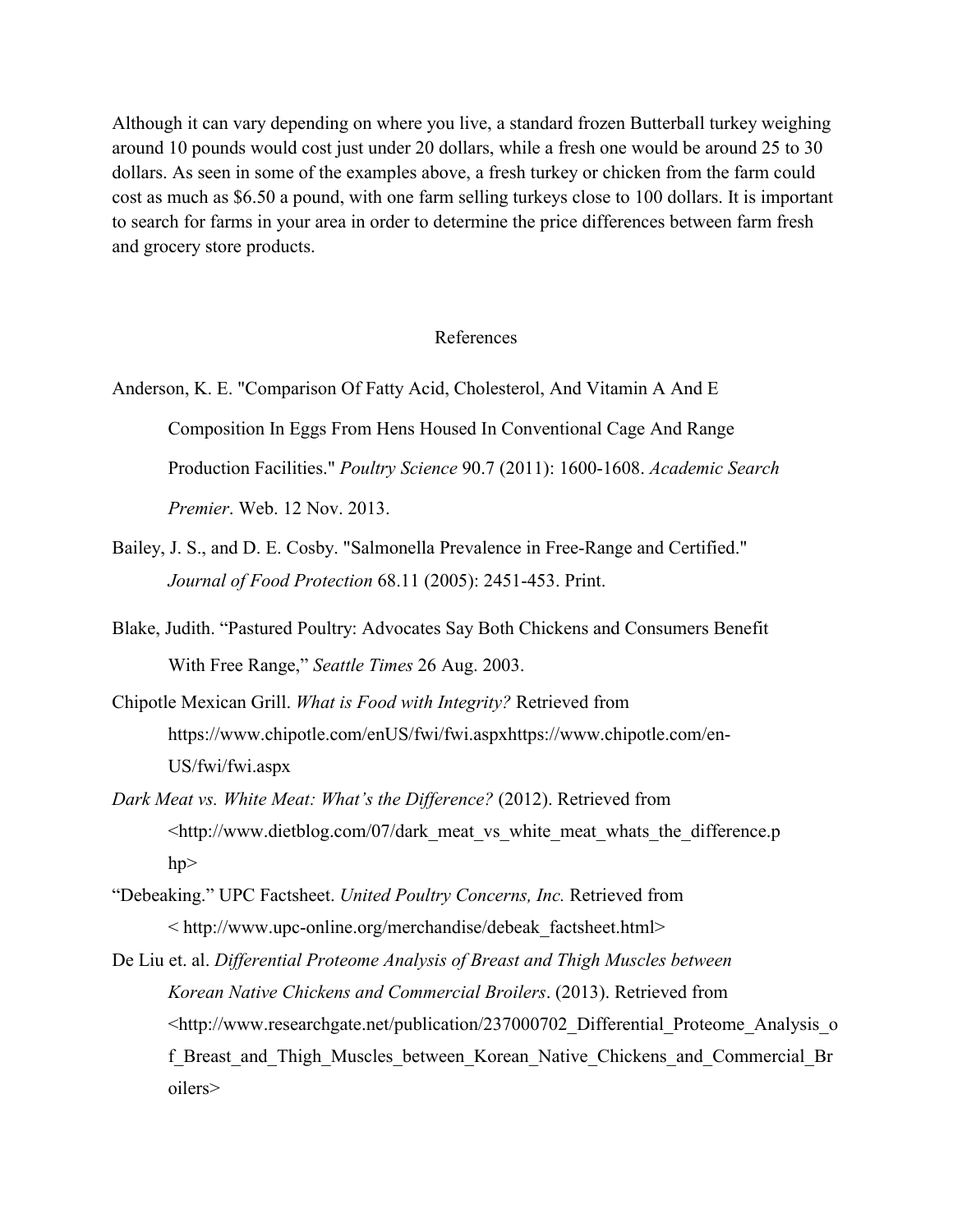Although it can vary depending on where you live, a standard frozen Butterball turkey weighing around 10 pounds would cost just under 20 dollars, while a fresh one would be around 25 to 30 dollars. As seen in some of the examples above, a fresh turkey or chicken from the farm could cost as much as $6.50 a pound, with one farm selling turkeys close to 100 dollars. It is important to search for farms in your area in order to determine the price differences between farm fresh and grocery store products.

## References

Anderson, K. E. "Comparison Of Fatty Acid, Cholesterol, And Vitamin A And E Composition In Eggs From Hens Housed In Conventional Cage And Range Production Facilities." *Poultry Science* 90.7 (2011): 1600-1608. *Academic Search Premier*. Web. 12 Nov. 2013.

Bailey, J. S., and D. E. Cosby. "Salmonella Prevalence in Free-Range and Certified." *Journal of Food Protection* 68.11 (2005): 2451-453. Print.

Blake, Judith. "Pastured Poultry: Advocates Say Both Chickens and Consumers Benefit With Free Range," *Seattle Times* 26 Aug. 2003.

Chipotle Mexican Grill. *What is Food with Integrity?* Retrieved from https://www.chipotle.com/enUS/fwi/fwi.aspxhttps://www.chipotle.com/en-US/fwi/fwi.aspx

*Dark Meat vs. White Meat: What's the Difference?* (2012). Retrieved from <http://www.dietblog.com/07/dark_meat_vs_white_meat_whats_the_difference.php>

"Debeaking." UPC Factsheet. *United Poultry Concerns, Inc.* Retrieved from < http://www.upc-online.org/merchandise/debeak_factsheet.html>

De Liu et. al. *Differential Proteome Analysis of Breast and Thigh Muscles between Korean Native Chickens and Commercial Broilers*. (2013). Retrieved from <http://www.researchgate.net/publication/237000702_Differential_Proteome_Analysis_of_Breast_and_Thigh_Muscles_between_Korean_Native_Chickens_and_Commercial_Broilers>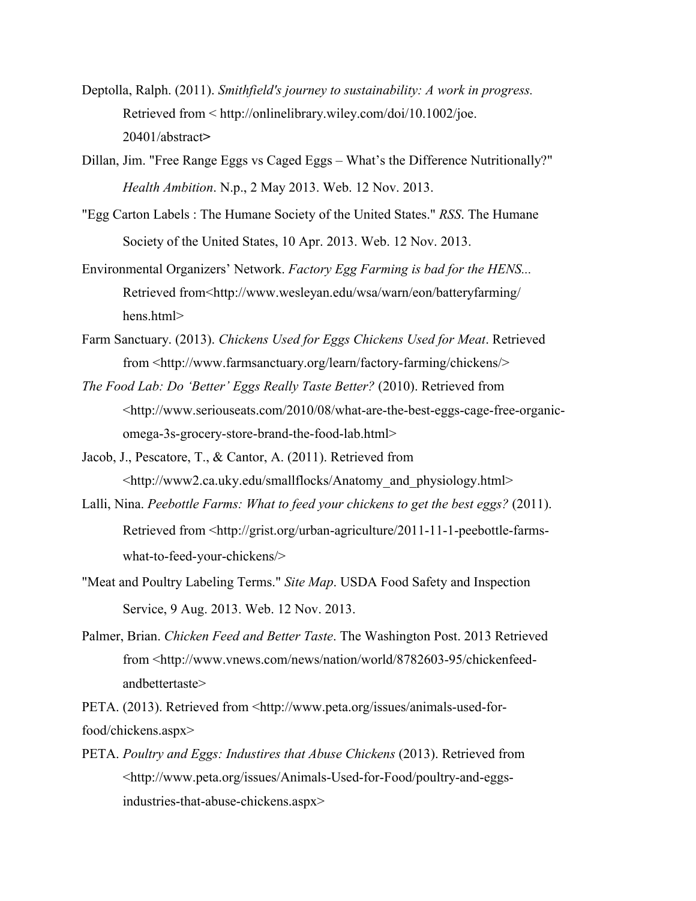Deptolla, Ralph. (2011). *Smithfield's journey to sustainability: A work in progress.* Retrieved from < http://onlinelibrary.wiley.com/doi/10.1002/joe.20401/abstract>

Dillan, Jim. "Free Range Eggs vs Caged Eggs – What's the Difference Nutritionally?" *Health Ambition*. N.p., 2 May 2013. Web. 12 Nov. 2013.

"Egg Carton Labels : The Humane Society of the United States." *RSS*. The Humane Society of the United States, 10 Apr. 2013. Web. 12 Nov. 2013.

Environmental Organizers' Network. *Factory Egg Farming is bad for the HENS...* Retrieved from<http://www.wesleyan.edu/wsa/warn/eon/batteryfarming/hens.html>

Farm Sanctuary. (2013). *Chickens Used for Eggs Chickens Used for Meat*. Retrieved from <http://www.farmsanctuary.org/learn/factory-farming/chickens/>

*The Food Lab: Do 'Better' Eggs Really Taste Better?* (2010). Retrieved from <http://www.seriouseats.com/2010/08/what-are-the-best-eggs-cage-free-organic-omega-3s-grocery-store-brand-the-food-lab.html>

Jacob, J., Pescatore, T., & Cantor, A. (2011). Retrieved from <http://www2.ca.uky.edu/smallflocks/Anatomy_and_physiology.html>

Lalli, Nina. *Peebottle Farms: What to feed your chickens to get the best eggs?* (2011). Retrieved from <http://grist.org/urban-agriculture/2011-11-1-peebottle-farms-what-to-feed-your-chickens/>

"Meat and Poultry Labeling Terms." *Site Map*. USDA Food Safety and Inspection Service, 9 Aug. 2013. Web. 12 Nov. 2013.

Palmer, Brian. *Chicken Feed and Better Taste*. The Washington Post. 2013 Retrieved from <http://www.vnews.com/news/nation/world/8782603-95/chickenfeed-andbettertaste>

PETA. (2013). Retrieved from <http://www.peta.org/issues/animals-used-for-food/chickens.aspx>

PETA. *Poultry and Eggs: Industires that Abuse Chickens* (2013). Retrieved from <http://www.peta.org/issues/Animals-Used-for-Food/poultry-and-eggs-industries-that-abuse-chickens.aspx>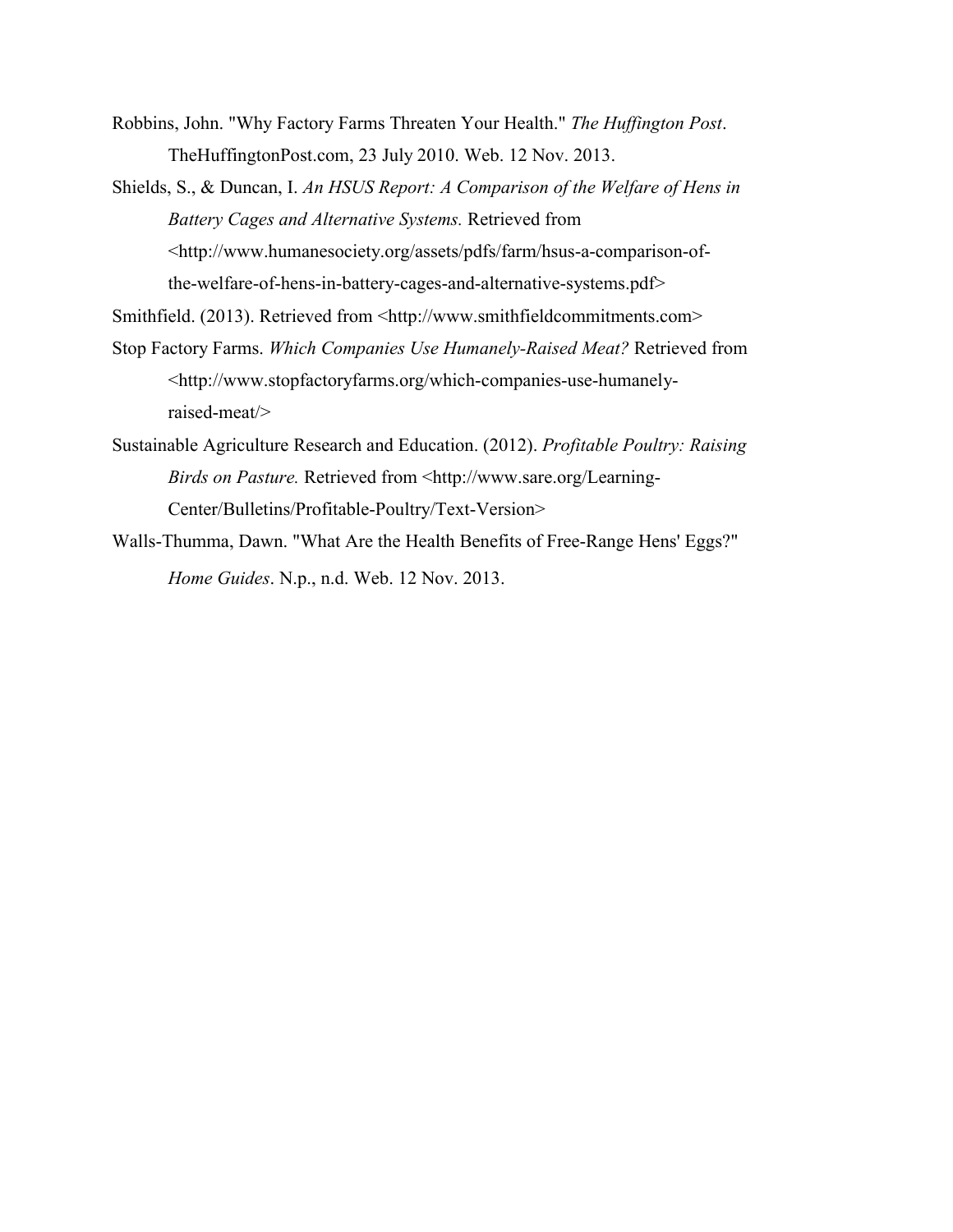Robbins, John. "Why Factory Farms Threaten Your Health." *The Huffington Post*. TheHuffingtonPost.com, 23 July 2010. Web. 12 Nov. 2013.

Shields, S., & Duncan, I. *An HSUS Report: A Comparison of the Welfare of Hens in Battery Cages and Alternative Systems.* Retrieved from <http://www.humanesociety.org/assets/pdfs/farm/hsus-a-comparison-of-the-welfare-of-hens-in-battery-cages-and-alternative-systems.pdf>

Smithfield. (2013). Retrieved from <http://www.smithfieldcommitments.com>

Stop Factory Farms. *Which Companies Use Humanely-Raised Meat?* Retrieved from <http://www.stopfactoryfarms.org/which-companies-use-humanely-raised-meat/>

Sustainable Agriculture Research and Education. (2012). *Profitable Poultry: Raising Birds on Pasture.* Retrieved from <http://www.sare.org/Learning-Center/Bulletins/Profitable-Poultry/Text-Version>

Walls-Thumma, Dawn. "What Are the Health Benefits of Free-Range Hens' Eggs?" *Home Guides*. N.p., n.d. Web. 12 Nov. 2013.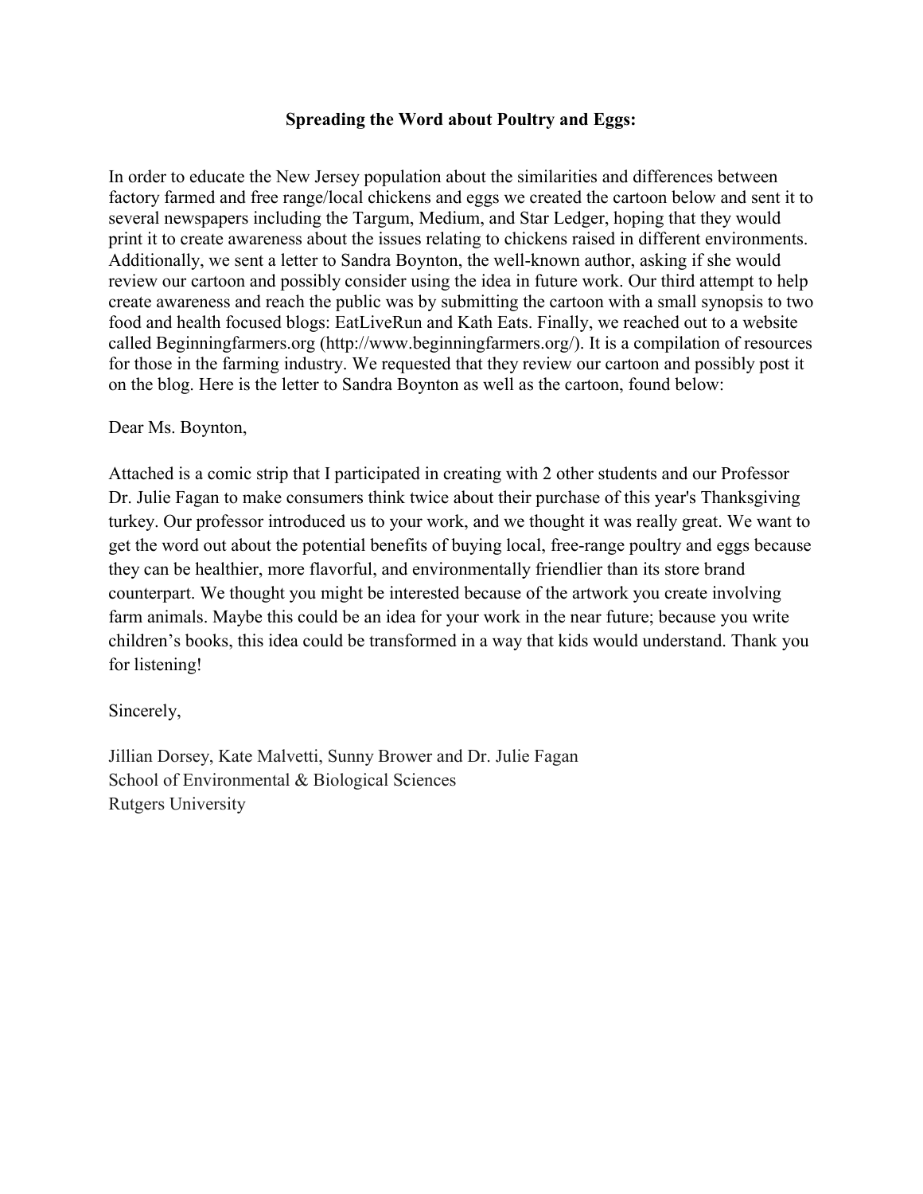**Spreading the Word about Poultry and Eggs:**

In order to educate the New Jersey population about the similarities and differences between factory farmed and free range/local chickens and eggs we created the cartoon below and sent it to several newspapers including the Targum, Medium, and Star Ledger, hoping that they would print it to create awareness about the issues relating to chickens raised in different environments. Additionally, we sent a letter to Sandra Boynton, the well-known author, asking if she would review our cartoon and possibly consider using the idea in future work. Our third attempt to help create awareness and reach the public was by submitting the cartoon with a small synopsis to two food and health focused blogs: EatLiveRun and Kath Eats. Finally, we reached out to a website called Beginningfarmers.org (http://www.beginningfarmers.org/). It is a compilation of resources for those in the farming industry. We requested that they review our cartoon and possibly post it on the blog. Here is the letter to Sandra Boynton as well as the cartoon, found below:

Dear Ms. Boynton,

Attached is a comic strip that I participated in creating with 2 other students and our Professor Dr. Julie Fagan to make consumers think twice about their purchase of this year's Thanksgiving turkey. Our professor introduced us to your work, and we thought it was really great. We want to get the word out about the potential benefits of buying local, free-range poultry and eggs because they can be healthier, more flavorful, and environmentally friendlier than its store brand counterpart. We thought you might be interested because of the artwork you create involving farm animals. Maybe this could be an idea for your work in the near future; because you write children's books, this idea could be transformed in a way that kids would understand. Thank you for listening!

Sincerely,

Jillian Dorsey, Kate Malvetti, Sunny Brower and Dr. Julie Fagan
School of Environmental & Biological Sciences
Rutgers University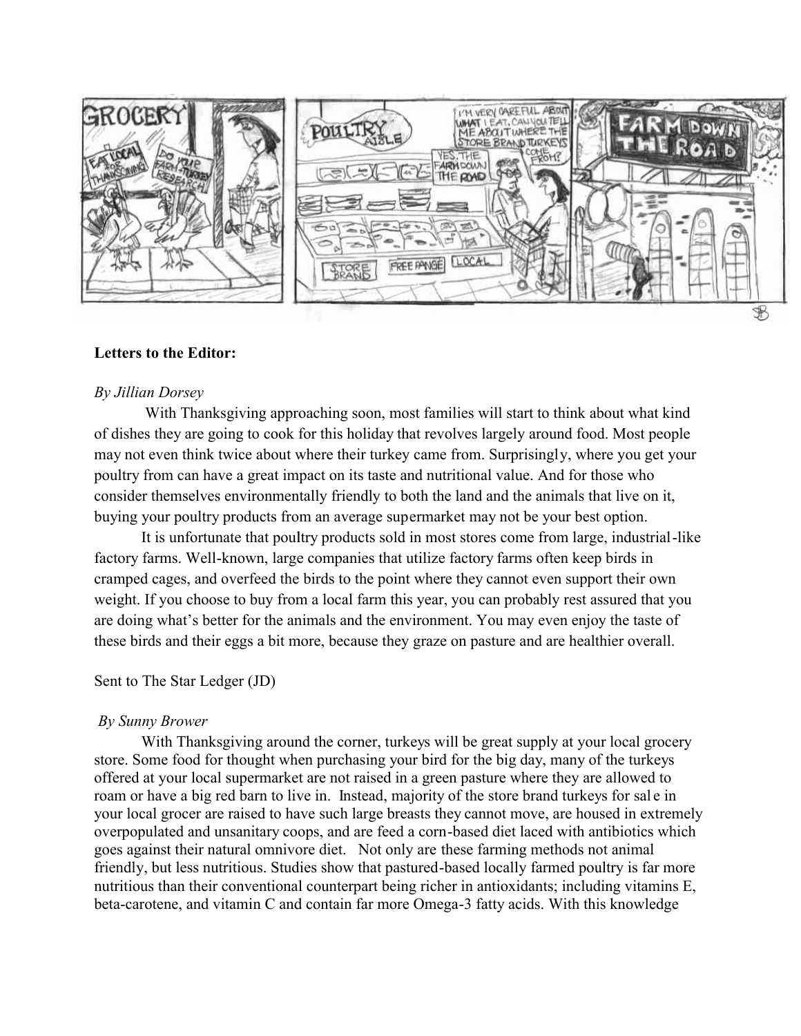**Letters to the Editor:**

*By Jillian Dorsey*

With Thanksgiving approaching soon, most families will start to think about what kind of dishes they are going to cook for this holiday that revolves largely around food. Most people may not even think twice about where their turkey came from. Surprisingly, where you get your poultry from can have a great impact on its taste and nutritional value. And for those who consider themselves environmentally friendly to both the land and the animals that live on it, buying your poultry products from an average supermarket may not be your best option.

It is unfortunate that poultry products sold in most stores come from large, industrial-like factory farms. Well-known, large companies that utilize factory farms often keep birds in cramped cages, and overfeed the birds to the point where they cannot even support their own weight. If you choose to buy from a local farm this year, you can probably rest assured that you are doing what's better for the animals and the environment. You may even enjoy the taste of these birds and their eggs a bit more, because they graze on pasture and are healthier overall.

Sent to The Star Ledger (JD)

*By Sunny Brower*

With Thanksgiving around the corner, turkeys will be great supply at your local grocery store. Some food for thought when purchasing your bird for the big day, many of the turkeys offered at your local supermarket are not raised in a green pasture where they are allowed to roam or have a big red barn to live in. Instead, majority of the store brand turkeys for sal e in your local grocer are raised to have such large breasts they cannot move, are housed in extremely overpopulated and unsanitary coops, and are feed a corn-based diet laced with antibiotics which goes against their natural omnivore diet. Not only are these farming methods not animal friendly, but less nutritious. Studies show that pastured-based locally farmed poultry is far more nutritious than their conventional counterpart being richer in antioxidants; including vitamins E, beta-carotene, and vitamin C and contain far more Omega-3 fatty acids. With this knowledge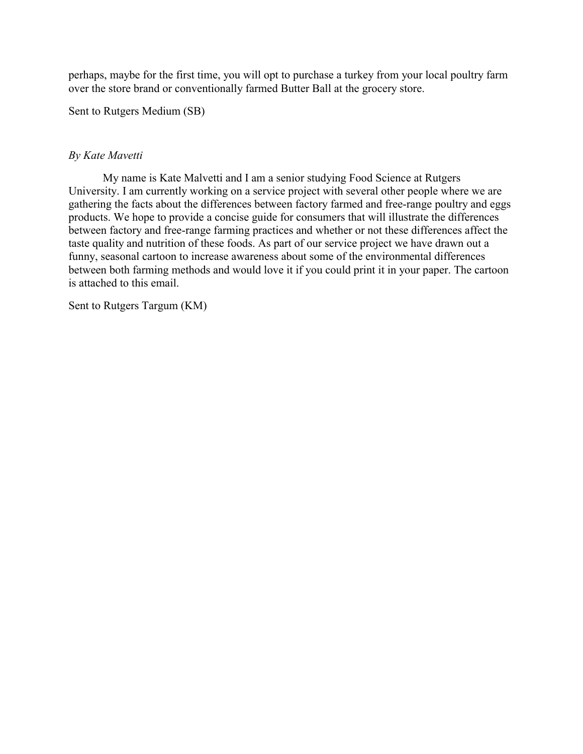perhaps, maybe for the first time, you will opt to purchase a turkey from your local poultry farm over the store brand or conventionally farmed Butter Ball at the grocery store.

Sent to Rutgers Medium (SB)

*By Kate Mavetti*

My name is Kate Malvetti and I am a senior studying Food Science at Rutgers University. I am currently working on a service project with several other people where we are gathering the facts about the differences between factory farmed and free-range poultry and eggs products. We hope to provide a concise guide for consumers that will illustrate the differences between factory and free-range farming practices and whether or not these differences affect the taste quality and nutrition of these foods. As part of our service project we have drawn out a funny, seasonal cartoon to increase awareness about some of the environmental differences between both farming methods and would love it if you could print it in your paper. The cartoon is attached to this email.

Sent to Rutgers Targum (KM)